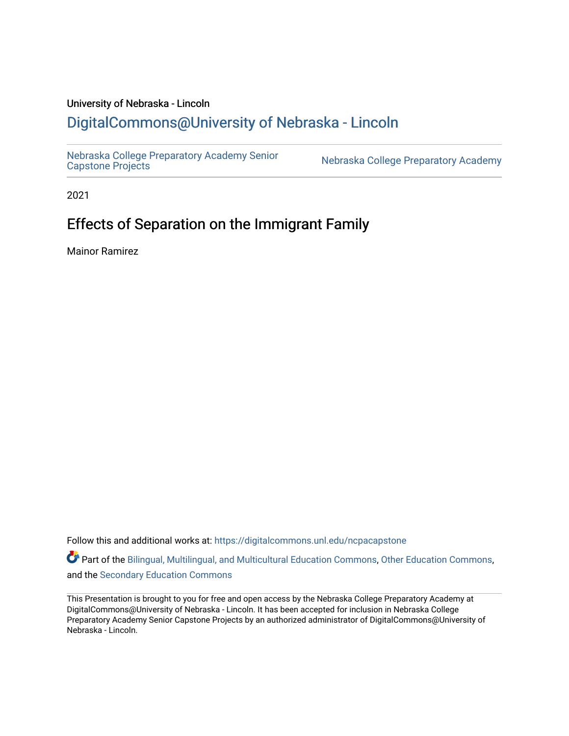University of Nebraska - Lincoln

## DigitalCommons@University of Nebraska - Lincoln

Nebraska College Preparatory Academy Senior Capstone Projects | Nebraska College Preparatory Academy

2021

# Effects of Separation on the Immigrant Family

Mainor Ramirez

Follow this and additional works at: https://digitalcommons.unl.edu/ncpacapstone

Part of the Bilingual, Multilingual, and Multicultural Education Commons, Other Education Commons, and the Secondary Education Commons

This Presentation is brought to you for free and open access by the Nebraska College Preparatory Academy at DigitalCommons@University of Nebraska - Lincoln. It has been accepted for inclusion in Nebraska College Preparatory Academy Senior Capstone Projects by an authorized administrator of DigitalCommons@University of Nebraska - Lincoln.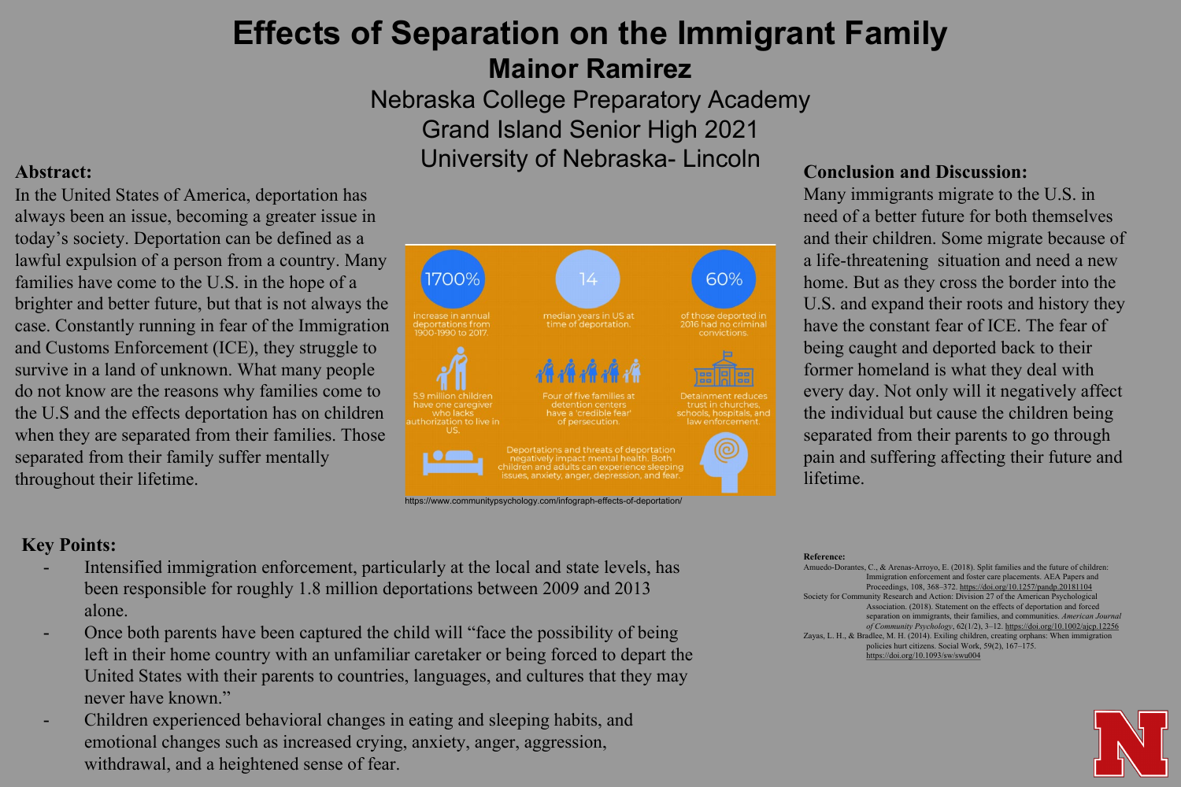# Effects of Separation on the Immigrant Family

## Mainor Ramirez

Nebraska College Preparatory Academy
Grand Island Senior High 2021
University of Nebraska- Lincoln

## Abstract:

In the United States of America, deportation has always been an issue, becoming a greater issue in today's society. Deportation can be defined as a lawful expulsion of a person from a country. Many families have come to the U.S. in the hope of a brighter and better future, but that is not always the case. Constantly running in fear of the Immigration and Customs Enforcement (ICE), they struggle to survive in a land of unknown. What many people do not know are the reasons why families come to the U.S and the effects deportation has on children when they are separated from their families. Those separated from their family suffer mentally throughout their lifetime.

1700%
increase in annual deportations from 1900-1990 to 2017.

14
median years in US at time of deportation.

60%
of those deported in 2016 had no criminal convictions.

5.9 million children have one caregiver who lacks authorization to live in US.

Four of five families at detention centers have a 'credible fear' of persecution.

Detainment reduces trust in churches, schools, hospitals, and law enforcement.

Deportations and threats of deportation negatively impact mental health. Both children and adults can experience sleeping issues, anxiety, anger, depression, and fear.

https://www.communitypsychology.com/infograph-effects-of-deportation/

## Conclusion and Discussion:

Many immigrants migrate to the U.S. in need of a better future for both themselves and their children. Some migrate because of a life-threatening situation and need a new home. But as they cross the border into the U.S. and expand their roots and history they have the constant fear of ICE. The fear of being caught and deported back to their former homeland is what they deal with every day. Not only will it negatively affect the individual but cause the children being separated from their parents to go through pain and suffering affecting their future and lifetime.

## Key Points:

- Intensified immigration enforcement, particularly at the local and state levels, has been responsible for roughly 1.8 million deportations between 2009 and 2013 alone.
- Once both parents have been captured the child will "face the possibility of being left in their home country with an unfamiliar caretaker or being forced to depart the United States with their parents to countries, languages, and cultures that they may never have known."
- Children experienced behavioral changes in eating and sleeping habits, and emotional changes such as increased crying, anxiety, anger, aggression, withdrawal, and a heightened sense of fear.

**Reference:**

Amuedo-Dorantes, C., & Arenas-Arroyo, E. (2018). Split families and the future of children: Immigration enforcement and foster care placements. AEA Papers and Proceedings, 108, 368–372. https://doi.org/10.1257/pandp.20181104

Society for Community Research and Action: Division 27 of the American Psychological Association. (2018). Statement on the effects of deportation and forced separation on immigrants, their families, and communities. *American Journal of Community Psychology*, 62(1/2), 3–12. https://doi.org/10.1002/ajcp.12256

Zayas, L. H., & Bradlee, M. H. (2014). Exiling children, creating orphans: When immigration policies hurt citizens. Social Work, 59(2), 167–175. https://doi.org/10.1093/sw/swu004